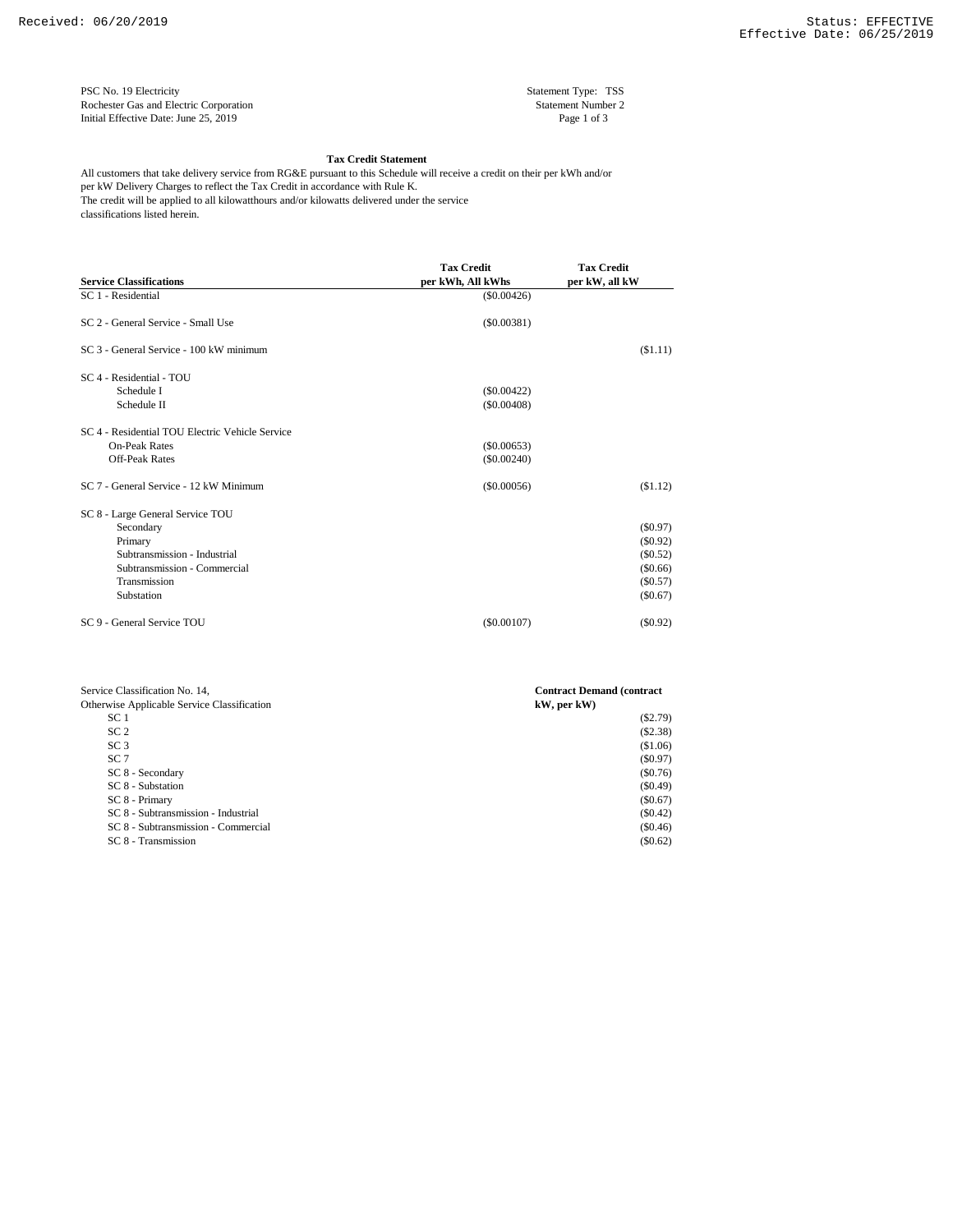PSC No. 19 Electricity
Rochester Gas and Electric Corporation
Initial Effective Date: June 25, 2019

Statement Type: TSS
Statement Number 2

## Tax Credit Statement

All customers that take delivery service from RG&E pursuant to this Schedule will receive a credit on their per kWh and/or per kW Delivery Charges to reflect the Tax Credit in accordance with Rule K.
The credit will be applied to all kilowatthours and/or kilowatts delivered under the service classifications listed herein.

| Service Classifications | Tax Credit per kWh, All kWhs | Tax Credit per kW, all kW |
|---|---|---|
| SC 1 - Residential | ($0.00426) | |
| SC 2 - General Service - Small Use | ($0.00381) | |
| SC 3 - General Service - 100 kW minimum | | ($1.11) |
| SC 4 - Residential - TOU | | |
| Schedule I | ($0.00422) | |
| Schedule II | ($0.00408) | |
| SC 4 - Residential TOU Electric Vehicle Service | | |
| On-Peak Rates | ($0.00653) | |
| Off-Peak Rates | ($0.00240) | |
| SC 7 - General Service - 12 kW Minimum | ($0.00056) | ($1.12) |
| SC 8 - Large General Service TOU | | |
| Secondary | | ($0.97) |
| Primary | | ($0.92) |
| Subtransmission - Industrial | | ($0.52) |
| Subtransmission - Commercial | | ($0.66) |
| Transmission | | ($0.57) |
| Substation | | ($0.67) |
| SC 9 - General Service TOU | ($0.00107) | ($0.92) |

| Service Classification No. 14, Otherwise Applicable Service Classification | Contract Demand (contract kW, per kW) |
|---|---|
| SC 1 | ($2.79) |
| SC 2 | ($2.38) |
| SC 3 | ($1.06) |
| SC 7 | ($0.97) |
| SC 8 - Secondary | ($0.76) |
| SC 8 - Substation | ($0.49) |
| SC 8 - Primary | ($0.67) |
| SC 8 - Subtransmission - Industrial | ($0.42) |
| SC 8 - Subtransmission - Commercial | ($0.46) |
| SC 8 - Transmission | ($0.62) |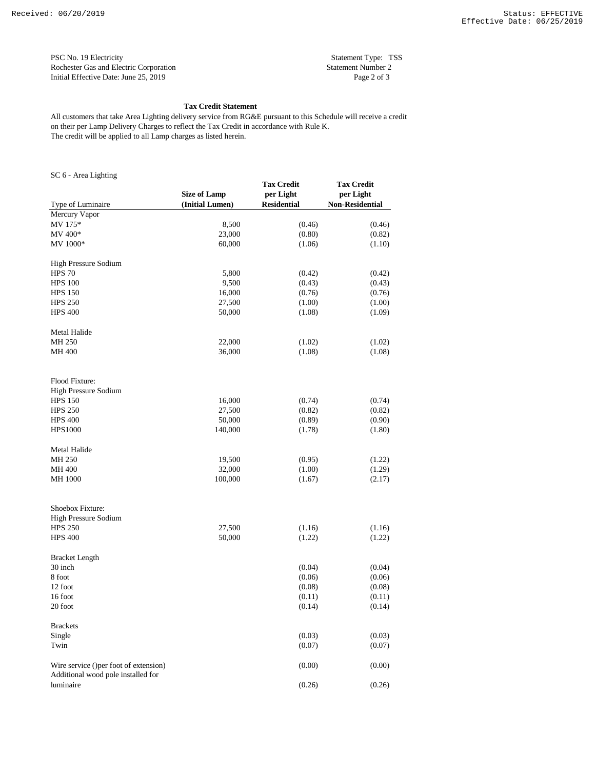PSC No. 19 Electricity
Rochester Gas and Electric Corporation
Initial Effective Date: June 25, 2019

Statement Type: TSS
Statement Number 2

## Tax Credit Statement

All customers that take Area Lighting delivery service from RG&E pursuant to this Schedule will receive a credit on their per Lamp Delivery Charges to reflect the Tax Credit in accordance with Rule K.
The credit will be applied to all Lamp charges as listed herein.

SC 6 - Area Lighting

| Type of Luminaire | Size of Lamp (Initial Lumen) | Tax Credit per Light Residential | Tax Credit per Light Non-Residential |
|---|---|---|---|
| Mercury Vapor | | | |
| MV 175* | 8,500 | (0.46) | (0.46) |
| MV 400* | 23,000 | (0.80) | (0.82) |
| MV 1000* | 60,000 | (1.06) | (1.10) |
| | | | |
| High Pressure Sodium | | | |
| HPS 70 | 5,800 | (0.42) | (0.42) |
| HPS 100 | 9,500 | (0.43) | (0.43) |
| HPS 150 | 16,000 | (0.76) | (0.76) |
| HPS 250 | 27,500 | (1.00) | (1.00) |
| HPS 400 | 50,000 | (1.08) | (1.09) |
| | | | |
| Metal Halide | | | |
| MH 250 | 22,000 | (1.02) | (1.02) |
| MH 400 | 36,000 | (1.08) | (1.08) |
| | | | |
| Flood Fixture: | | | |
| High Pressure Sodium | | | |
| HPS 150 | 16,000 | (0.74) | (0.74) |
| HPS 250 | 27,500 | (0.82) | (0.82) |
| HPS 400 | 50,000 | (0.89) | (0.90) |
| HPS1000 | 140,000 | (1.78) | (1.80) |
| | | | |
| Metal Halide | | | |
| MH 250 | 19,500 | (0.95) | (1.22) |
| MH 400 | 32,000 | (1.00) | (1.29) |
| MH 1000 | 100,000 | (1.67) | (2.17) |
| | | | |
| Shoebox Fixture: | | | |
| High Pressure Sodium | | | |
| HPS 250 | 27,500 | (1.16) | (1.16) |
| HPS 400 | 50,000 | (1.22) | (1.22) |
| | | | |
| Bracket Length | | | |
| 30 inch | | (0.04) | (0.04) |
| 8 foot | | (0.06) | (0.06) |
| 12 foot | | (0.08) | (0.08) |
| 16 foot | | (0.11) | (0.11) |
| 20 foot | | (0.14) | (0.14) |
| | | | |
| Brackets | | | |
| Single | | (0.03) | (0.03) |
| Twin | | (0.07) | (0.07) |
| | | | |
| Wire service ()per foot of extension) | | (0.00) | (0.00) |
| Additional wood pole installed for luminaire | | (0.26) | (0.26) |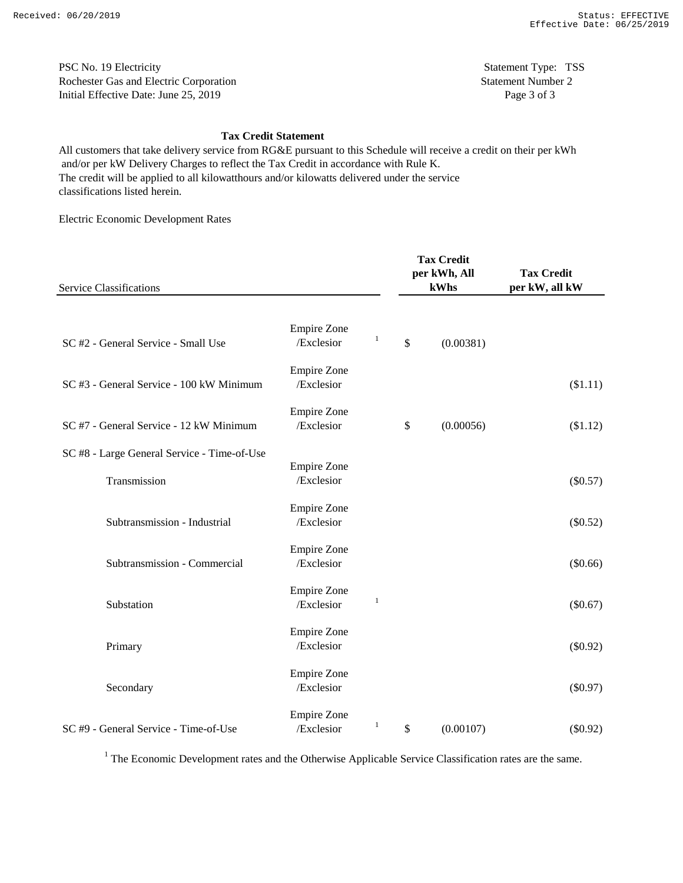PSC No. 19 Electricity
Rochester Gas and Electric Corporation
Initial Effective Date: June 25, 2019

Statement Type: TSS
Statement Number 2

**Tax Credit Statement**

All customers that take delivery service from RG&E pursuant to this Schedule will receive a credit on their per kWh and/or per kW Delivery Charges to reflect the Tax Credit in accordance with Rule K.
The credit will be applied to all kilowatthours and/or kilowatts delivered under the service classifications listed herein.

Electric Economic Development Rates

| Service Classifications | | | **Tax Credit per kWh, All kWhs** | **Tax Credit per kW, all kW** |
|---|---|---|---|---|
| SC #2 - General Service - Small Use | Empire Zone /Exclesior | [1] | $ (0.00381) | |
| SC #3 - General Service - 100 kW Minimum | Empire Zone /Exclesior | | | ($1.11) |
| SC #7 - General Service - 12 kW Minimum | Empire Zone /Exclesior | | $ (0.00056) | ($1.12) |
| SC #8 - Large General Service - Time-of-Use | | | | |
| Transmission | Empire Zone /Exclesior | | | ($0.57) |
| Subtransmission - Industrial | Empire Zone /Exclesior | | | ($0.52) |
| Subtransmission - Commercial | Empire Zone /Exclesior | | | ($0.66) |
| Substation | Empire Zone /Exclesior | [1] | | ($0.67) |
| Primary | Empire Zone /Exclesior | | | ($0.92) |
| Secondary | Empire Zone /Exclesior | | | ($0.97) |
| SC #9 - General Service - Time-of-Use | Empire Zone /Exclesior | [1] | $ (0.00107) | ($0.92) |

[1] The Economic Development rates and the Otherwise Applicable Service Classification rates are the same.